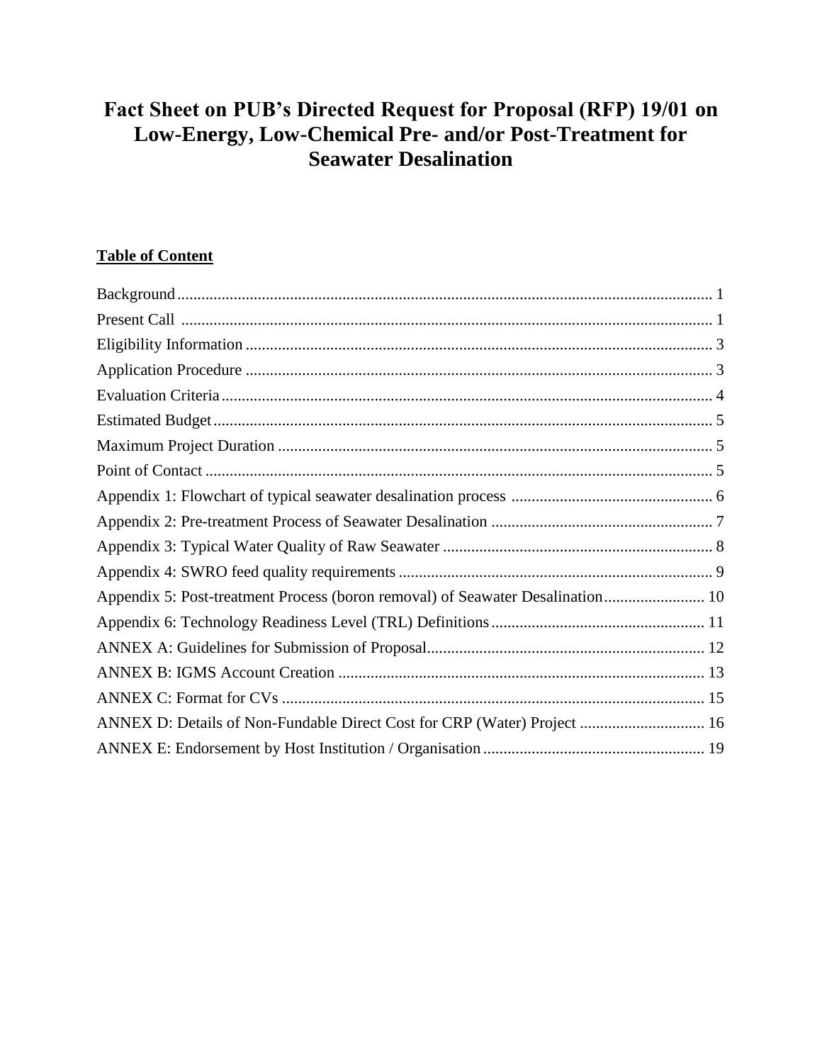# Fact Sheet on PUB's Directed Request for Proposal (RFP) 19/01 on Low-Energy, Low-Chemical Pre- and/or Post-Treatment for Seawater Desalination

**Table of Content**

| | |
|---|---|
| Background | 1 |
| Present Call | 1 |
| Eligibility Information | 3 |
| Application Procedure | 3 |
| Evaluation Criteria | 4 |
| Estimated Budget | 5 |
| Maximum Project Duration | 5 |
| Point of Contact | 5 |
| Appendix 1: Flowchart of typical seawater desalination process | 6 |
| Appendix 2: Pre-treatment Process of Seawater Desalination | 7 |
| Appendix 3: Typical Water Quality of Raw Seawater | 8 |
| Appendix 4: SWRO feed quality requirements | 9 |
| Appendix 5: Post-treatment Process (boron removal) of Seawater Desalination | 10 |
| Appendix 6: Technology Readiness Level (TRL) Definitions | 11 |
| ANNEX A: Guidelines for Submission of Proposal | 12 |
| ANNEX B: IGMS Account Creation | 13 |
| ANNEX C: Format for CVs | 15 |
| ANNEX D: Details of Non-Fundable Direct Cost for CRP (Water) Project | 16 |
| ANNEX E: Endorsement by Host Institution / Organisation | 19 |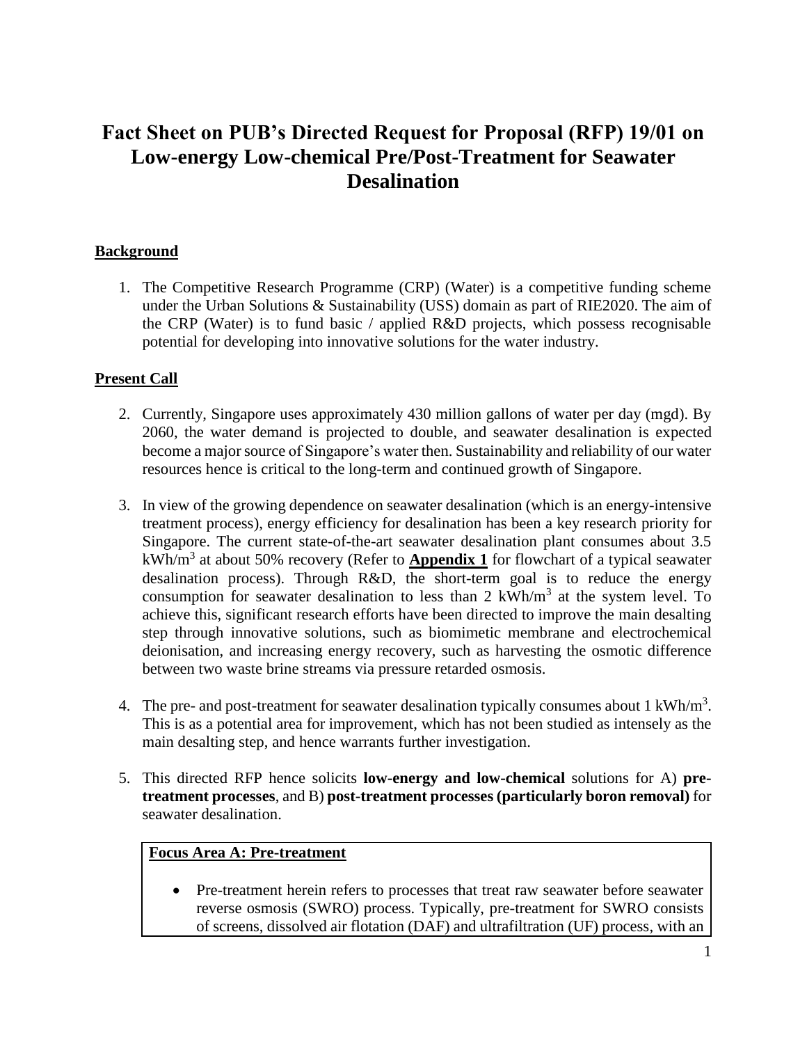# Fact Sheet on PUB's Directed Request for Proposal (RFP) 19/01 on Low-energy Low-chemical Pre/Post-Treatment for Seawater Desalination

## Background

1. The Competitive Research Programme (CRP) (Water) is a competitive funding scheme under the Urban Solutions & Sustainability (USS) domain as part of RIE2020. The aim of the CRP (Water) is to fund basic / applied R&D projects, which possess recognisable potential for developing into innovative solutions for the water industry.

## Present Call

2. Currently, Singapore uses approximately 430 million gallons of water per day (mgd). By 2060, the water demand is projected to double, and seawater desalination is expected become a major source of Singapore's water then. Sustainability and reliability of our water resources hence is critical to the long-term and continued growth of Singapore.

3. In view of the growing dependence on seawater desalination (which is an energy-intensive treatment process), energy efficiency for desalination has been a key research priority for Singapore. The current state-of-the-art seawater desalination plant consumes about 3.5 $kWh/m^3$ at about 50% recovery (Refer to **Appendix 1** for flowchart of a typical seawater desalination process). Through R&D, the short-term goal is to reduce the energy consumption for seawater desalination to less than 2 $kWh/m^3$ at the system level. To achieve this, significant research efforts have been directed to improve the main desalting step through innovative solutions, such as biomimetic membrane and electrochemical deionisation, and increasing energy recovery, such as harvesting the osmotic difference between two waste brine streams via pressure retarded osmosis.

4. The pre- and post-treatment for seawater desalination typically consumes about 1 $kWh/m^3$. This is as a potential area for improvement, which has not been studied as intensely as the main desalting step, and hence warrants further investigation.

5. This directed RFP hence solicits **low-energy and low-chemical** solutions for A) **pre-treatment processes**, and B) **post-treatment processes (particularly boron removal)** for seawater desalination.

**Focus Area A: Pre-treatment**

- Pre-treatment herein refers to processes that treat raw seawater before seawater reverse osmosis (SWRO) process. Typically, pre-treatment for SWRO consists of screens, dissolved air flotation (DAF) and ultrafiltration (UF) process, with an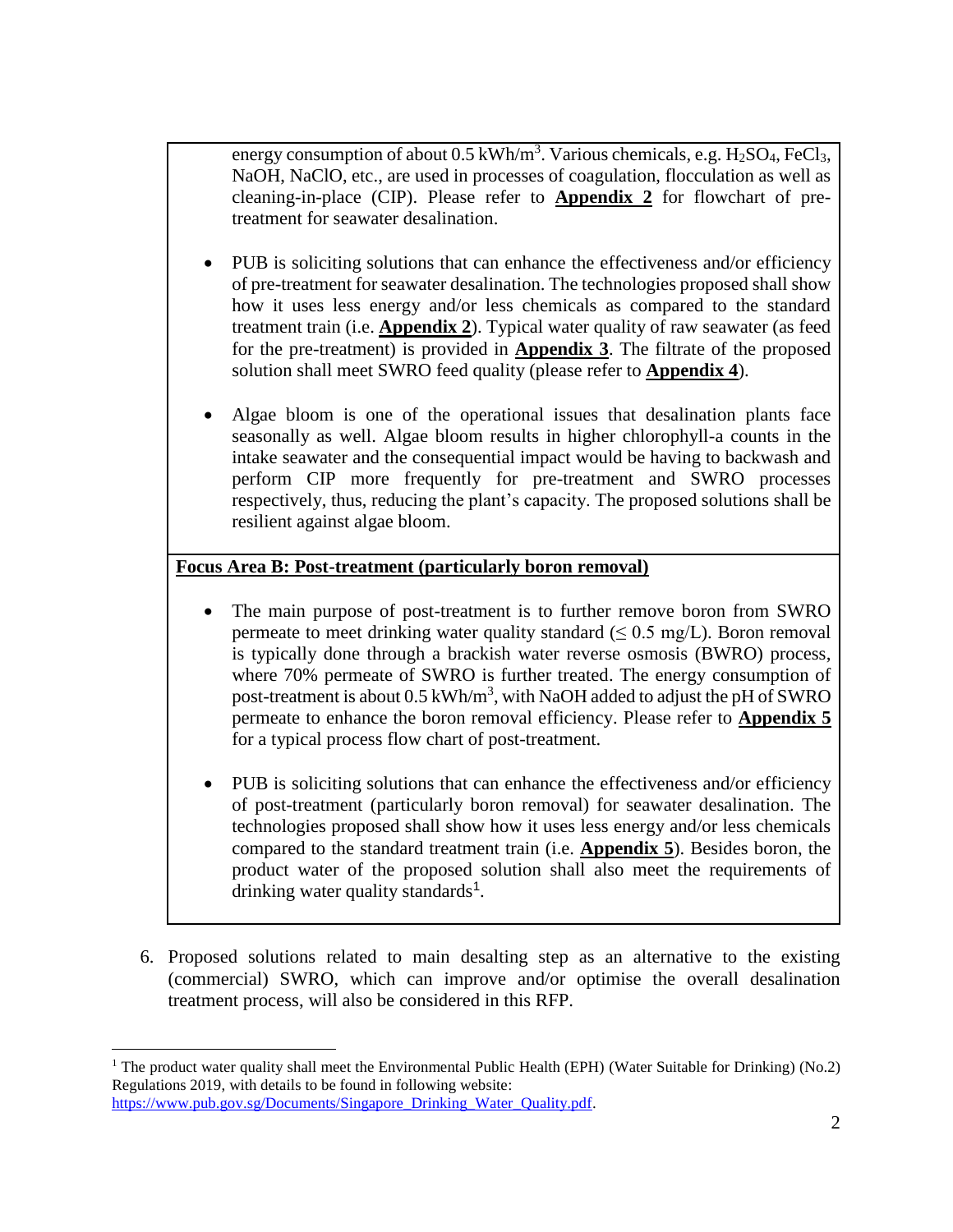energy consumption of about 0.5 kWh/$m^3$. Various chemicals, e.g. $H_2SO_4$, $FeCl_3$, NaOH, NaClO, etc., are used in processes of coagulation, flocculation as well as cleaning-in-place (CIP). Please refer to **Appendix 2** for flowchart of pre-treatment for seawater desalination.

- PUB is soliciting solutions that can enhance the effectiveness and/or efficiency of pre-treatment for seawater desalination. The technologies proposed shall show how it uses less energy and/or less chemicals as compared to the standard treatment train (i.e. **Appendix 2**). Typical water quality of raw seawater (as feed for the pre-treatment) is provided in **Appendix 3**. The filtrate of the proposed solution shall meet SWRO feed quality (please refer to **Appendix 4**).

- Algae bloom is one of the operational issues that desalination plants face seasonally as well. Algae bloom results in higher chlorophyll-a counts in the intake seawater and the consequential impact would be having to backwash and perform CIP more frequently for pre-treatment and SWRO processes respectively, thus, reducing the plant's capacity. The proposed solutions shall be resilient against algae bloom.

**Focus Area B: Post-treatment (particularly boron removal)**

- The main purpose of post-treatment is to further remove boron from SWRO permeate to meet drinking water quality standard ($\leq$ 0.5 mg/L). Boron removal is typically done through a brackish water reverse osmosis (BWRO) process, where 70% permeate of SWRO is further treated. The energy consumption of post-treatment is about 0.5 kWh/$m^3$, with NaOH added to adjust the pH of SWRO permeate to enhance the boron removal efficiency. Please refer to **Appendix 5** for a typical process flow chart of post-treatment.

- PUB is soliciting solutions that can enhance the effectiveness and/or efficiency of post-treatment (particularly boron removal) for seawater desalination. The technologies proposed shall show how it uses less energy and/or less chemicals compared to the standard treatment train (i.e. **Appendix 5**). Besides boron, the product water of the proposed solution shall also meet the requirements of drinking water quality standards[1].

6. Proposed solutions related to main desalting step as an alternative to the existing (commercial) SWRO, which can improve and/or optimise the overall desalination treatment process, will also be considered in this RFP.

---

[1] The product water quality shall meet the Environmental Public Health (EPH) (Water Suitable for Drinking) (No.2) Regulations 2019, with details to be found in following website: https://www.pub.gov.sg/Documents/Singapore_Drinking_Water_Quality.pdf.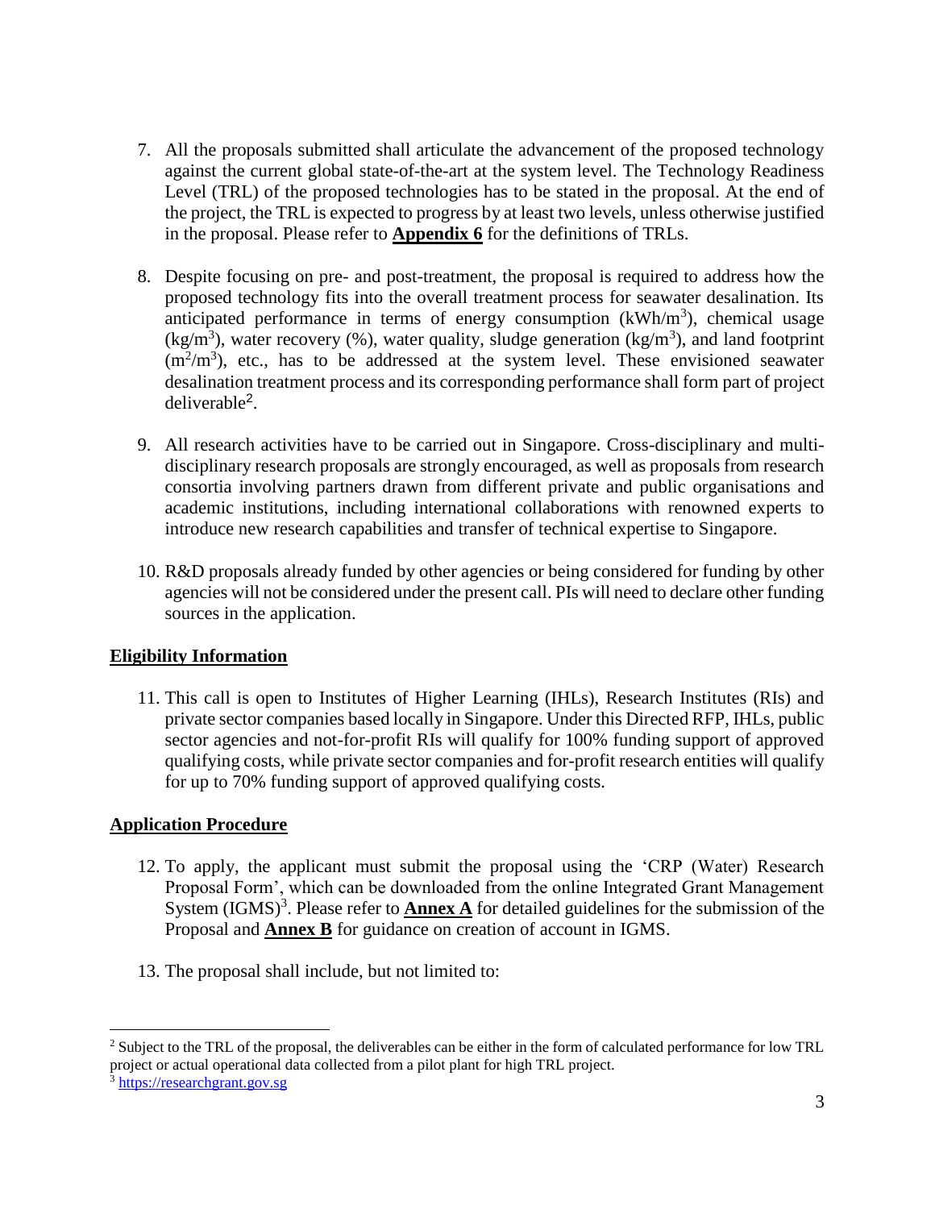7. All the proposals submitted shall articulate the advancement of the proposed technology against the current global state-of-the-art at the system level. The Technology Readiness Level (TRL) of the proposed technologies has to be stated in the proposal. At the end of the project, the TRL is expected to progress by at least two levels, unless otherwise justified in the proposal. Please refer to **Appendix 6** for the definitions of TRLs.

8. Despite focusing on pre- and post-treatment, the proposal is required to address how the proposed technology fits into the overall treatment process for seawater desalination. Its anticipated performance in terms of energy consumption ($kWh/m^3$), chemical usage ($kg/m^3$), water recovery (%), water quality, sludge generation ($kg/m^3$), and land footprint ($m^2/m^3$), etc., has to be addressed at the system level. These envisioned seawater desalination treatment process and its corresponding performance shall form part of project deliverable[2].

9. All research activities have to be carried out in Singapore. Cross-disciplinary and multi-disciplinary research proposals are strongly encouraged, as well as proposals from research consortia involving partners drawn from different private and public organisations and academic institutions, including international collaborations with renowned experts to introduce new research capabilities and transfer of technical expertise to Singapore.

10. R&D proposals already funded by other agencies or being considered for funding by other agencies will not be considered under the present call. PIs will need to declare other funding sources in the application.

## Eligibility Information

11. This call is open to Institutes of Higher Learning (IHLs), Research Institutes (RIs) and private sector companies based locally in Singapore. Under this Directed RFP, IHLs, public sector agencies and not-for-profit RIs will qualify for 100% funding support of approved qualifying costs, while private sector companies and for-profit research entities will qualify for up to 70% funding support of approved qualifying costs.

## Application Procedure

12. To apply, the applicant must submit the proposal using the 'CRP (Water) Research Proposal Form', which can be downloaded from the online Integrated Grant Management System (IGMS)[3]. Please refer to **Annex A** for detailed guidelines for the submission of the Proposal and **Annex B** for guidance on creation of account in IGMS.

13. The proposal shall include, but not limited to:

---

[2] Subject to the TRL of the proposal, the deliverables can be either in the form of calculated performance for low TRL project or actual operational data collected from a pilot plant for high TRL project.

[3] https://researchgrant.gov.sg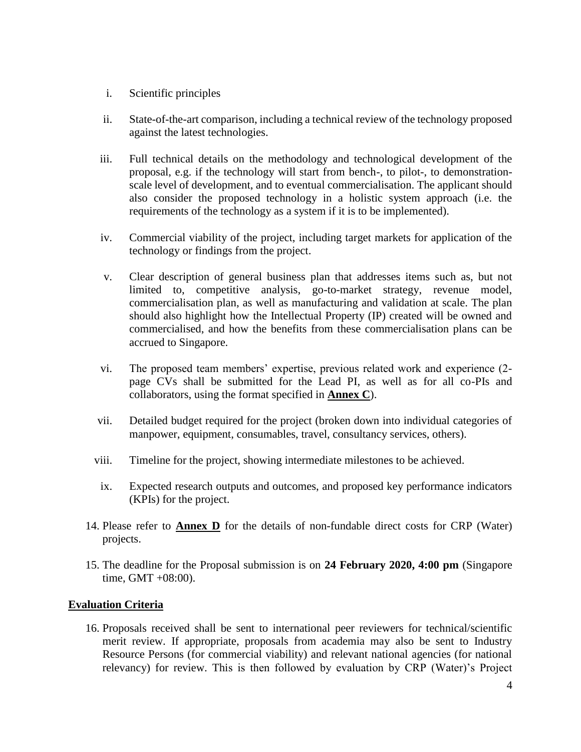i. Scientific principles

ii. State-of-the-art comparison, including a technical review of the technology proposed against the latest technologies.

iii. Full technical details on the methodology and technological development of the proposal, e.g. if the technology will start from bench-, to pilot-, to demonstration-scale level of development, and to eventual commercialisation. The applicant should also consider the proposed technology in a holistic system approach (i.e. the requirements of the technology as a system if it is to be implemented).

iv. Commercial viability of the project, including target markets for application of the technology or findings from the project.

v. Clear description of general business plan that addresses items such as, but not limited to, competitive analysis, go-to-market strategy, revenue model, commercialisation plan, as well as manufacturing and validation at scale. The plan should also highlight how the Intellectual Property (IP) created will be owned and commercialised, and how the benefits from these commercialisation plans can be accrued to Singapore.

vi. The proposed team members' expertise, previous related work and experience (2-page CVs shall be submitted for the Lead PI, as well as for all co-PIs and collaborators, using the format specified in **Annex C**).

vii. Detailed budget required for the project (broken down into individual categories of manpower, equipment, consumables, travel, consultancy services, others).

viii. Timeline for the project, showing intermediate milestones to be achieved.

ix. Expected research outputs and outcomes, and proposed key performance indicators (KPIs) for the project.

14. Please refer to **Annex D** for the details of non-fundable direct costs for CRP (Water) projects.

15. The deadline for the Proposal submission is on **24 February 2020, 4:00 pm** (Singapore time, GMT +08:00).

## Evaluation Criteria

16. Proposals received shall be sent to international peer reviewers for technical/scientific merit review. If appropriate, proposals from academia may also be sent to Industry Resource Persons (for commercial viability) and relevant national agencies (for national relevancy) for review. This is then followed by evaluation by CRP (Water)'s Project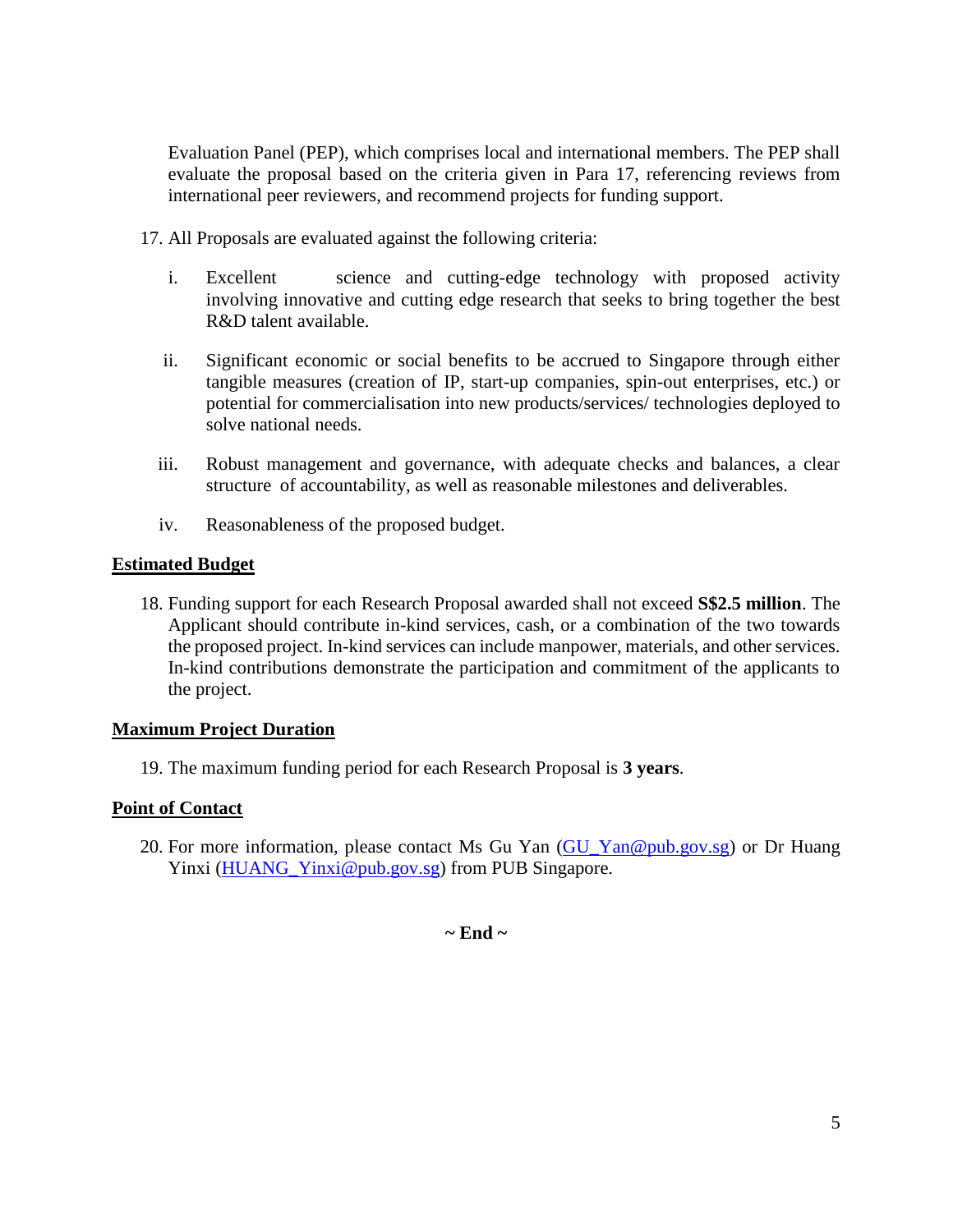Evaluation Panel (PEP), which comprises local and international members. The PEP shall evaluate the proposal based on the criteria given in Para 17, referencing reviews from international peer reviewers, and recommend projects for funding support.

17. All Proposals are evaluated against the following criteria:

    i. Excellent science and cutting-edge technology with proposed activity involving innovative and cutting edge research that seeks to bring together the best R&D talent available.

    ii. Significant economic or social benefits to be accrued to Singapore through either tangible measures (creation of IP, start-up companies, spin-out enterprises, etc.) or potential for commercialisation into new products/services/ technologies deployed to solve national needs.

    iii. Robust management and governance, with adequate checks and balances, a clear structure of accountability, as well as reasonable milestones and deliverables.

    iv. Reasonableness of the proposed budget.

**Estimated Budget**

18. Funding support for each Research Proposal awarded shall not exceed **S$2.5 million**. The Applicant should contribute in-kind services, cash, or a combination of the two towards the proposed project. In-kind services can include manpower, materials, and other services. In-kind contributions demonstrate the participation and commitment of the applicants to the project.

**Maximum Project Duration**

19. The maximum funding period for each Research Proposal is **3 years**.

**Point of Contact**

20. For more information, please contact Ms Gu Yan (GU_Yan@pub.gov.sg) or Dr Huang Yinxi (HUANG_Yinxi@pub.gov.sg) from PUB Singapore.

**~ End ~**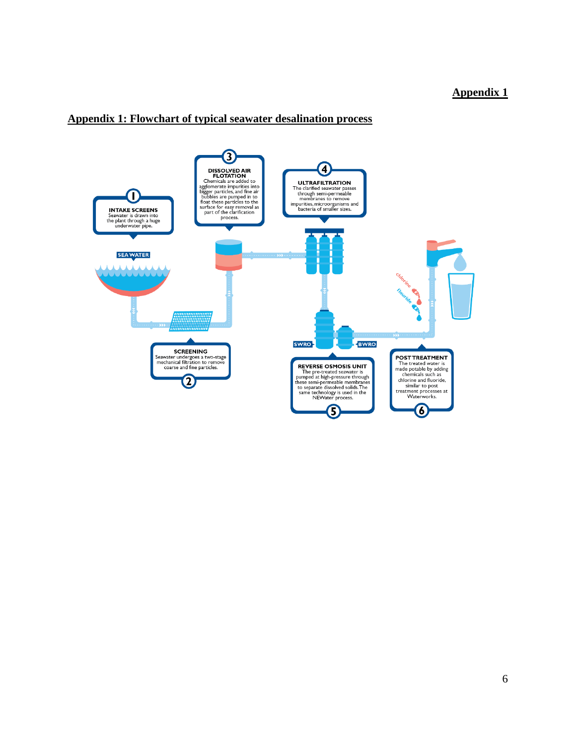**Appendix 1**

## Appendix 1: Flowchart of typical seawater desalination process

**1 INTAKE SCREENS**
Seawater is drawn into the plant through a huge underwater pipe.

SEA WATER

**2 SCREENING**
Seawater undergoes a two-stage mechanical filtration to remove coarse and fine particles.

**3 DISSOLVED AIR FLOTATION**
Chemicals are added to agglomerate impurities into bigger particles, and fine air bubbles are pumped in to float these particles to the surface for easy removal as part of the clarification process.

**4 ULTRAFILTRATION**
The clarified seawater passes through semi-permeable membranes to remove impurities, microorganisms and bacteria of smaller sizes.

**5 REVERSE OSMOSIS UNIT**
The pre-treated seawater is pumped at high-pressure through these semi-permeable membranes to separate dissolved solids. The same technology is used in the NEWater process.

SWRO

BWRO

**6 POST TREATMENT**
The treated water is made potable by adding chemicals such as chlorine and fluoride, similar to post treatment processes at Waterworks.

chlorine

flouride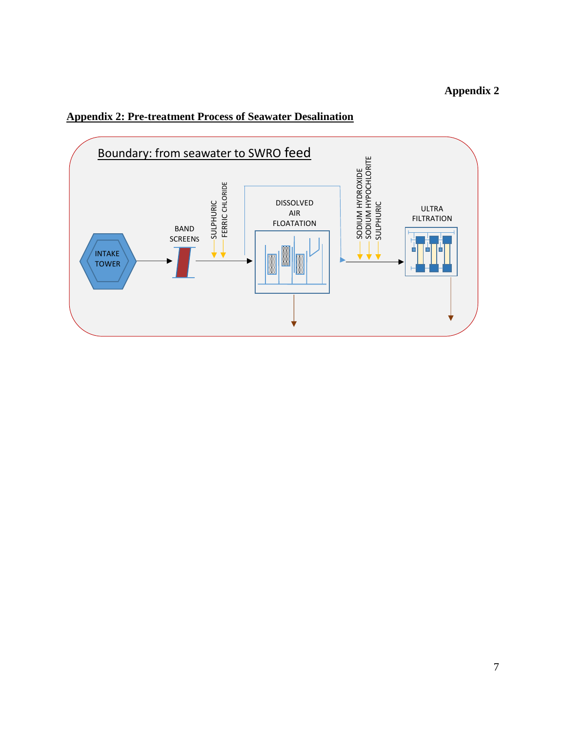## Appendix 2: Pre-treatment Process of Seawater Desalination

Boundary: from seawater to SWRO feed

INTAKE TOWER

BAND SCREENS

SULPHURIC

FERRIC CHLORIDE

DISSOLVED AIR FLOATATION

SODIUM HYDROXIDE

SODIUM HYPOCHLORITE

SULPHURIC

ULTRA FILTRATION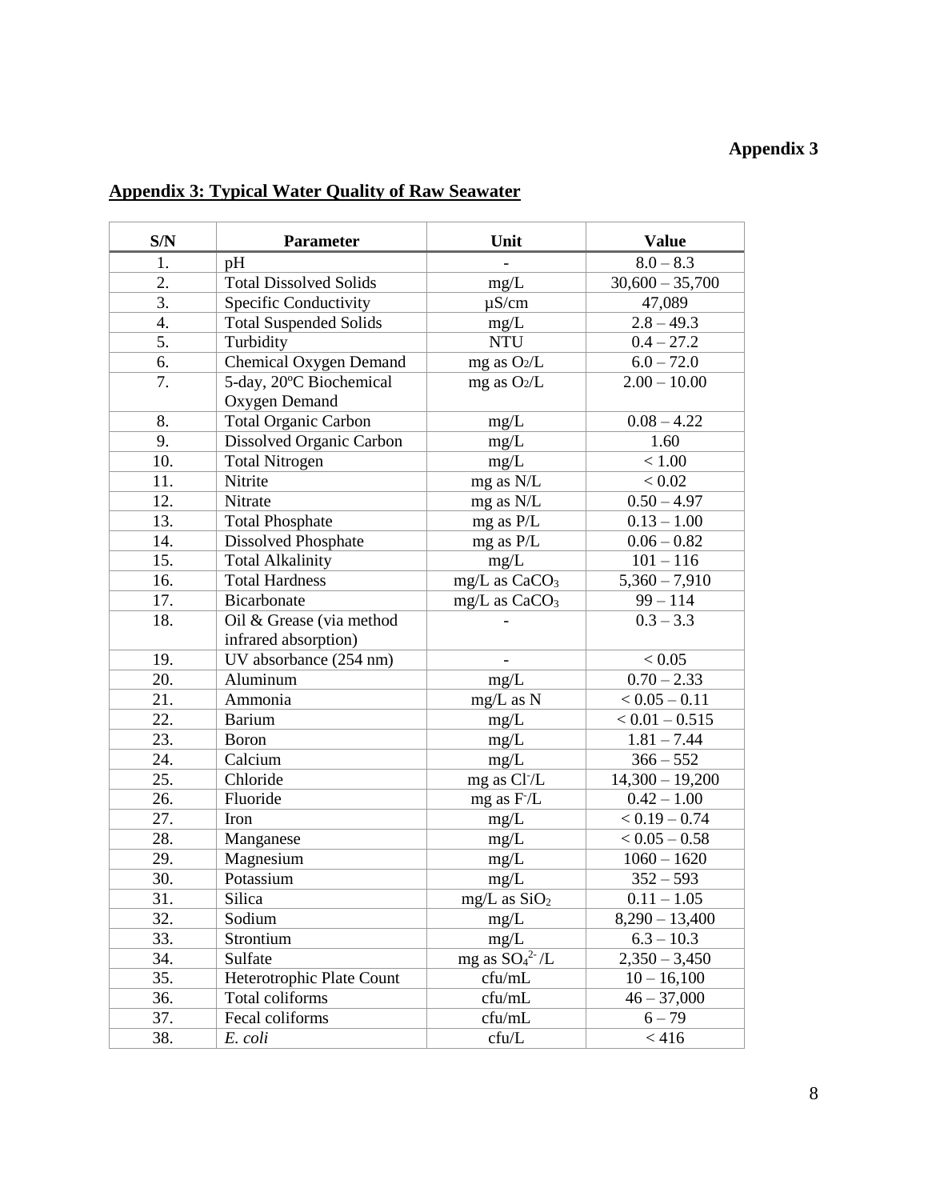**Appendix 3**

## Appendix 3: Typical Water Quality of Raw Seawater

| S/N | Parameter | Unit | Value |
|---|---|---|---|
| 1. | pH | - | 8.0 – 8.3 |
| 2. | Total Dissolved Solids | mg/L | 30,600 – 35,700 |
| 3. | Specific Conductivity | µS/cm | 47,089 |
| 4. | Total Suspended Solids | mg/L | 2.8 – 49.3 |
| 5. | Turbidity | NTU | 0.4 – 27.2 |
| 6. | Chemical Oxygen Demand | mg as $O_2$/L | 6.0 – 72.0 |
| 7. | 5-day, 20ºC Biochemical Oxygen Demand | mg as $O_2$/L | 2.00 – 10.00 |
| 8. | Total Organic Carbon | mg/L | 0.08 – 4.22 |
| 9. | Dissolved Organic Carbon | mg/L | 1.60 |
| 10. | Total Nitrogen | mg/L | < 1.00 |
| 11. | Nitrite | mg as N/L | < 0.02 |
| 12. | Nitrate | mg as N/L | 0.50 – 4.97 |
| 13. | Total Phosphate | mg as P/L | 0.13 – 1.00 |
| 14. | Dissolved Phosphate | mg as P/L | 0.06 – 0.82 |
| 15. | Total Alkalinity | mg/L | 101 – 116 |
| 16. | Total Hardness | mg/L as $CaCO_3$ | 5,360 – 7,910 |
| 17. | Bicarbonate | mg/L as $CaCO_3$ | 99 – 114 |
| 18. | Oil & Grease (via method infrared absorption) | - | 0.3 – 3.3 |
| 19. | UV absorbance (254 nm) | - | < 0.05 |
| 20. | Aluminum | mg/L | 0.70 – 2.33 |
| 21. | Ammonia | mg/L as N | < 0.05 – 0.11 |
| 22. | Barium | mg/L | < 0.01 – 0.515 |
| 23. | Boron | mg/L | 1.81 – 7.44 |
| 24. | Calcium | mg/L | 366 – 552 |
| 25. | Chloride | mg as $Cl^-$/L | 14,300 – 19,200 |
| 26. | Fluoride | mg as $F^-$/L | 0.42 – 1.00 |
| 27. | Iron | mg/L | < 0.19 – 0.74 |
| 28. | Manganese | mg/L | < 0.05 – 0.58 |
| 29. | Magnesium | mg/L | 1060 – 1620 |
| 30. | Potassium | mg/L | 352 – 593 |
| 31. | Silica | mg/L as $SiO_2$ | 0.11 – 1.05 |
| 32. | Sodium | mg/L | 8,290 – 13,400 |
| 33. | Strontium | mg/L | 6.3 – 10.3 |
| 34. | Sulfate | mg as $SO_4^{2-}$/L | 2,350 – 3,450 |
| 35. | Heterotrophic Plate Count | cfu/mL | 10 – 16,100 |
| 36. | Total coliforms | cfu/mL | 46 – 37,000 |
| 37. | Fecal coliforms | cfu/mL | 6 – 79 |
| 38. | *E. coli* | cfu/L | < 416 |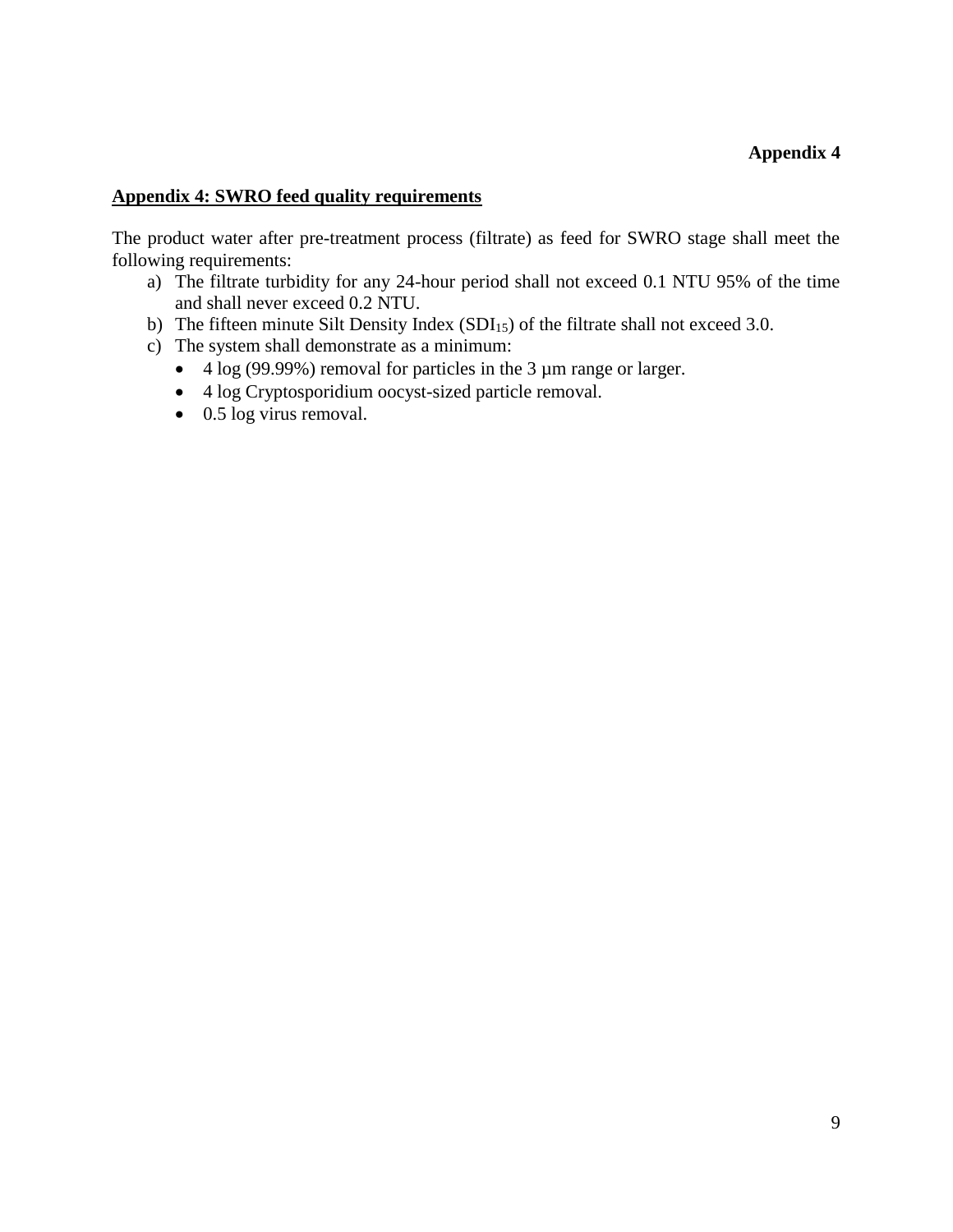**Appendix 4**

## Appendix 4: SWRO feed quality requirements

The product water after pre-treatment process (filtrate) as feed for SWRO stage shall meet the following requirements:

a) The filtrate turbidity for any 24-hour period shall not exceed 0.1 NTU 95% of the time and shall never exceed 0.2 NTU.
b) The fifteen minute Silt Density Index ($SDI_{15}$) of the filtrate shall not exceed 3.0.
c) The system shall demonstrate as a minimum:
   - 4 log (99.99%) removal for particles in the 3 µm range or larger.
   - 4 log Cryptosporidium oocyst-sized particle removal.
   - 0.5 log virus removal.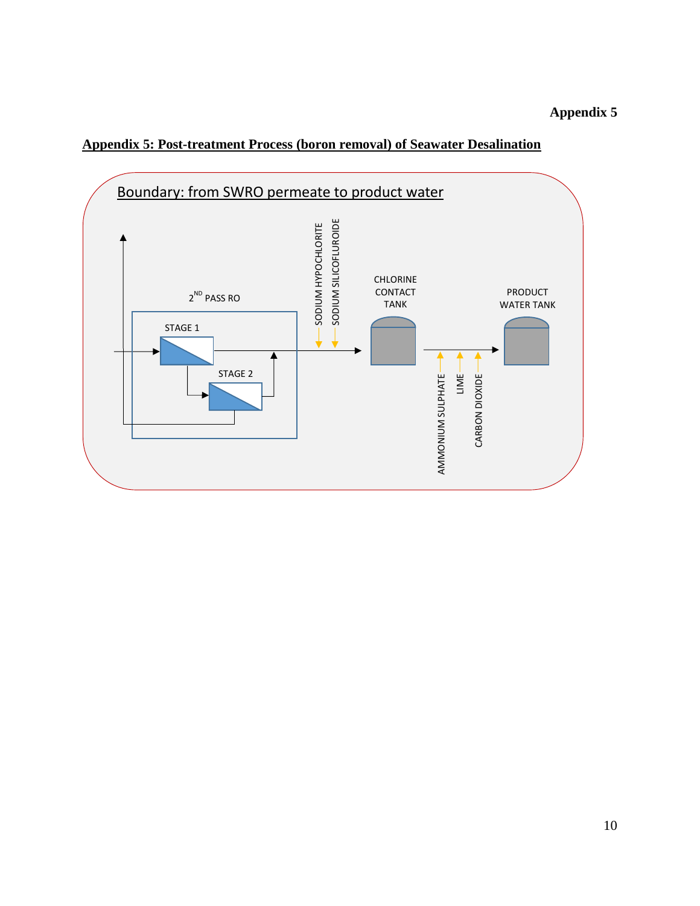## Appendix 5: Post-treatment Process (boron removal) of Seawater Desalination

Boundary: from SWRO permeate to product water

2[ND] PASS RO

STAGE 1

STAGE 2

SODIUM HYPOCHLORITE

SODIUM SILICOFLUROIDE

CHLORINE CONTACT TANK

AMMONIUM SULPHATE

LIME

CARBON DIOXIDE

PRODUCT WATER TANK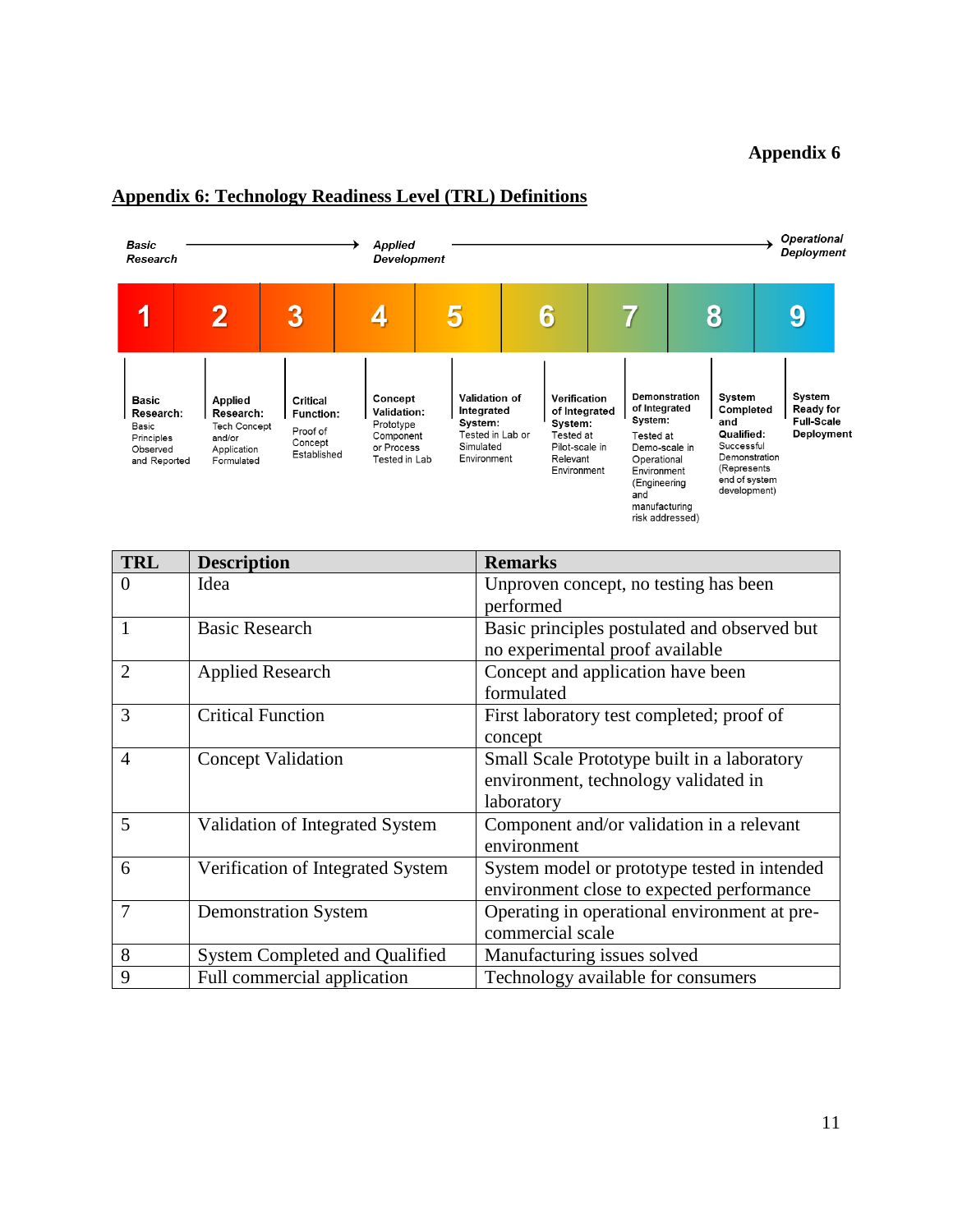Appendix 6

## Appendix 6: Technology Readiness Level (TRL) Definitions

*Basic Research* → *Applied Development* → *Operational Deployment*

| 1 | 2 | 3 | 4 | 5 | 6 | 7 | 8 | 9 |
|---|---|---|---|---|---|---|---|---|
| **Basic Research:** Basic Principles Observed and Reported | **Applied Research:** Tech Concept and/or Application Formulated | **Critical Function:** Proof of Concept Established | **Concept Validation:** Prototype Component or Process Tested in Lab | **Validation of Integrated System:** Tested in Lab or Simulated Environment | **Verification of Integrated System:** Tested at Pilot-scale in Relevant Environment | **Demonstration of Integrated System:** Tested at Demo-scale in Operational Environment (Engineering and manufacturing risk addressed) | **System Completed and Qualified:** Successful Demonstration (Represents end of system development) | **System Ready for Full-Scale Deployment** |

| TRL | Description | Remarks |
|---|---|---|
| 0 | Idea | Unproven concept, no testing has been performed |
| 1 | Basic Research | Basic principles postulated and observed but no experimental proof available |
| 2 | Applied Research | Concept and application have been formulated |
| 3 | Critical Function | First laboratory test completed; proof of concept |
| 4 | Concept Validation | Small Scale Prototype built in a laboratory environment, technology validated in laboratory |
| 5 | Validation of Integrated System | Component and/or validation in a relevant environment |
| 6 | Verification of Integrated System | System model or prototype tested in intended environment close to expected performance |
| 7 | Demonstration System | Operating in operational environment at pre-commercial scale |
| 8 | System Completed and Qualified | Manufacturing issues solved |
| 9 | Full commercial application | Technology available for consumers |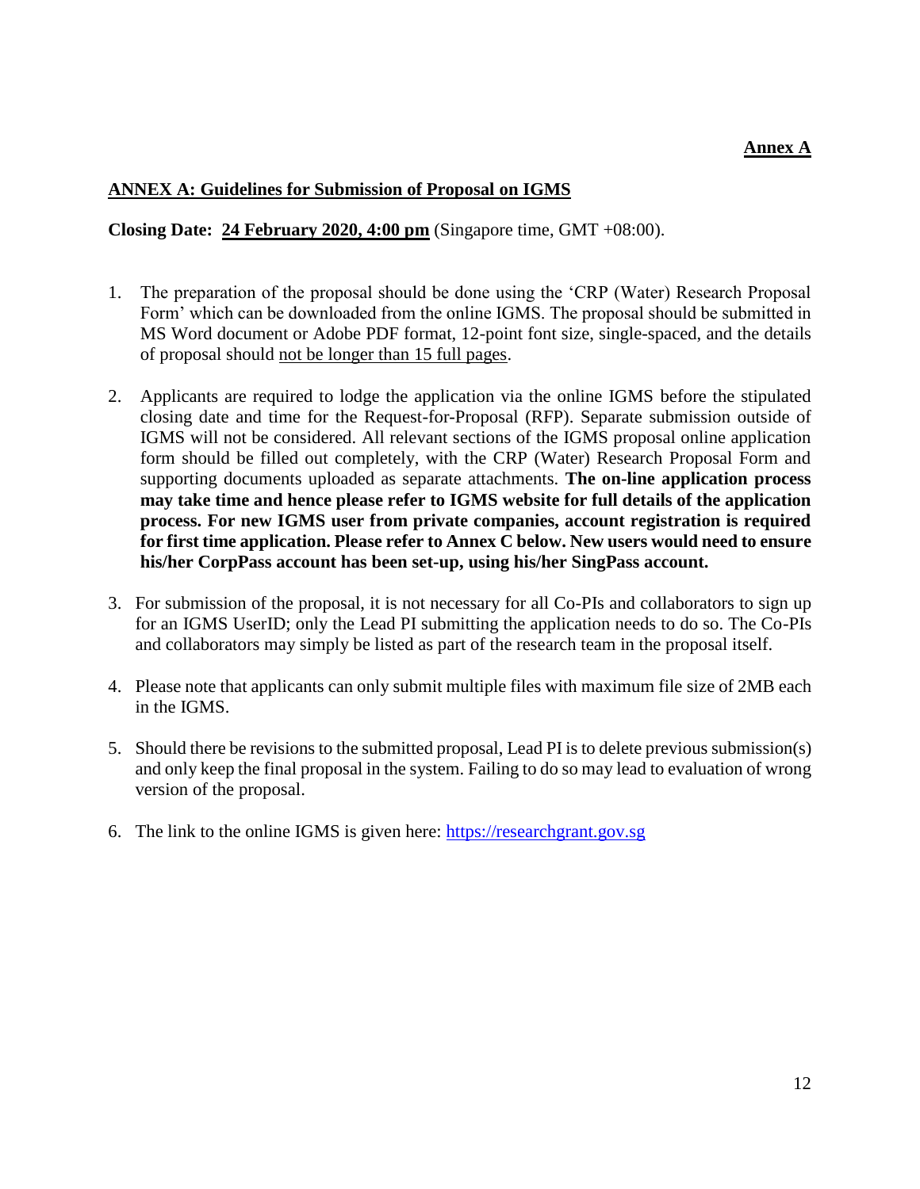**Annex A**

## ANNEX A: Guidelines for Submission of Proposal on IGMS

**Closing Date: 24 February 2020, 4:00 pm** (Singapore time, GMT +08:00).

1. The preparation of the proposal should be done using the 'CRP (Water) Research Proposal Form' which can be downloaded from the online IGMS. The proposal should be submitted in MS Word document or Adobe PDF format, 12-point font size, single-spaced, and the details of proposal should not be longer than 15 full pages.

2. Applicants are required to lodge the application via the online IGMS before the stipulated closing date and time for the Request-for-Proposal (RFP). Separate submission outside of IGMS will not be considered. All relevant sections of the IGMS proposal online application form should be filled out completely, with the CRP (Water) Research Proposal Form and supporting documents uploaded as separate attachments. **The on-line application process may take time and hence please refer to IGMS website for full details of the application process. For new IGMS user from private companies, account registration is required for first time application. Please refer to Annex C below. New users would need to ensure his/her CorpPass account has been set-up, using his/her SingPass account.**

3. For submission of the proposal, it is not necessary for all Co-PIs and collaborators to sign up for an IGMS UserID; only the Lead PI submitting the application needs to do so. The Co-PIs and collaborators may simply be listed as part of the research team in the proposal itself.

4. Please note that applicants can only submit multiple files with maximum file size of 2MB each in the IGMS.

5. Should there be revisions to the submitted proposal, Lead PI is to delete previous submission(s) and only keep the final proposal in the system. Failing to do so may lead to evaluation of wrong version of the proposal.

6. The link to the online IGMS is given here: [https://researchgrant.gov.sg](https://researchgrant.gov.sg)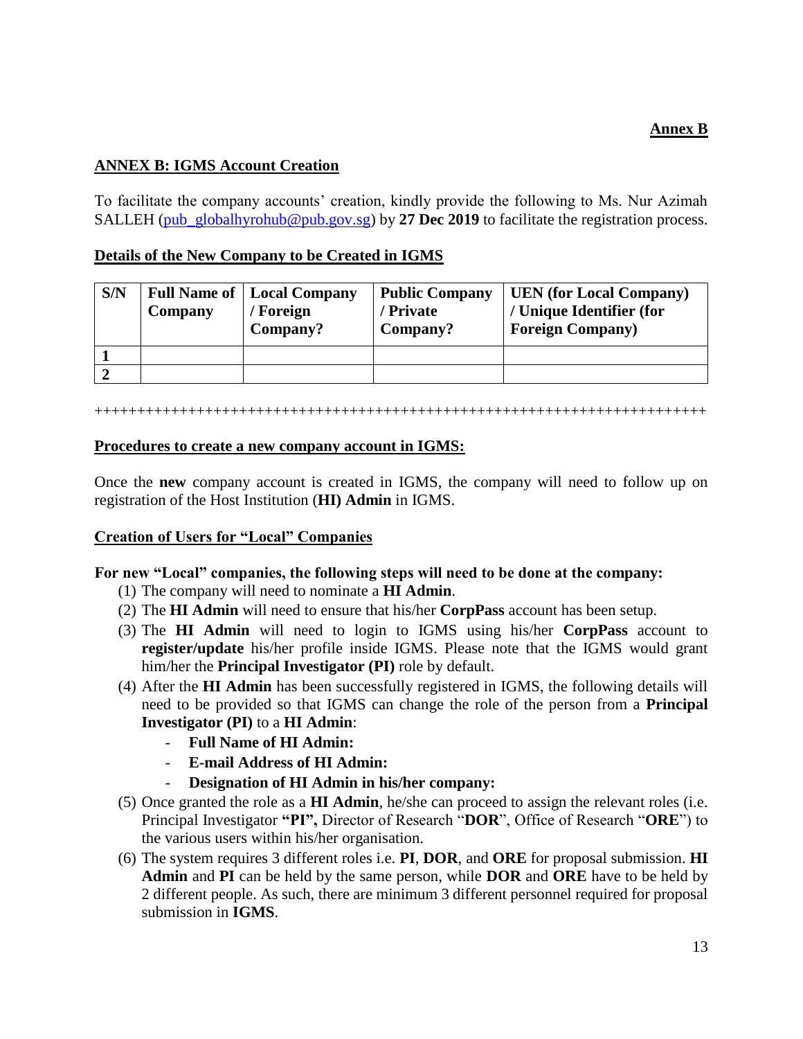**Annex B**

## ANNEX B: IGMS Account Creation

To facilitate the company accounts' creation, kindly provide the following to Ms. Nur Azimah SALLEH (pub_globalhyrohub@pub.gov.sg) by **27 Dec 2019** to facilitate the registration process.

### Details of the New Company to be Created in IGMS

| S/N | Full Name of Company | Local Company / Foreign Company? | Public Company / Private Company? | UEN (for Local Company) / Unique Identifier (for Foreign Company) |
|---|---|---|---|---|
| **1** | | | | |
| **2** | | | | |

++++++++++++++++++++++++++++++++++++++++++++++++++++++++++++++++++++++

### Procedures to create a new company account in IGMS:

Once the **new** company account is created in IGMS, the company will need to follow up on registration of the Host Institution (**HI) Admin** in IGMS.

### Creation of Users for "Local" Companies

**For new "Local" companies, the following steps will need to be done at the company:**

(1) The company will need to nominate a **HI Admin**.

(2) The **HI Admin** will need to ensure that his/her **CorpPass** account has been setup.

(3) The **HI Admin** will need to login to IGMS using his/her **CorpPass** account to **register/update** his/her profile inside IGMS. Please note that the IGMS would grant him/her the **Principal Investigator (PI)** role by default.

(4) After the **HI Admin** has been successfully registered in IGMS, the following details will need to be provided so that IGMS can change the role of the person from a **Principal Investigator (PI)** to a **HI Admin**:
   - **Full Name of HI Admin:**
   - **E-mail Address of HI Admin:**
   - **Designation of HI Admin in his/her company:**

(5) Once granted the role as a **HI Admin**, he/she can proceed to assign the relevant roles (i.e. Principal Investigator **"PI",** Director of Research "**DOR**", Office of Research "**ORE**") to the various users within his/her organisation.

(6) The system requires 3 different roles i.e. **PI**, **DOR**, and **ORE** for proposal submission. **HI Admin** and **PI** can be held by the same person, while **DOR** and **ORE** have to be held by 2 different people. As such, there are minimum 3 different personnel required for proposal submission in **IGMS**.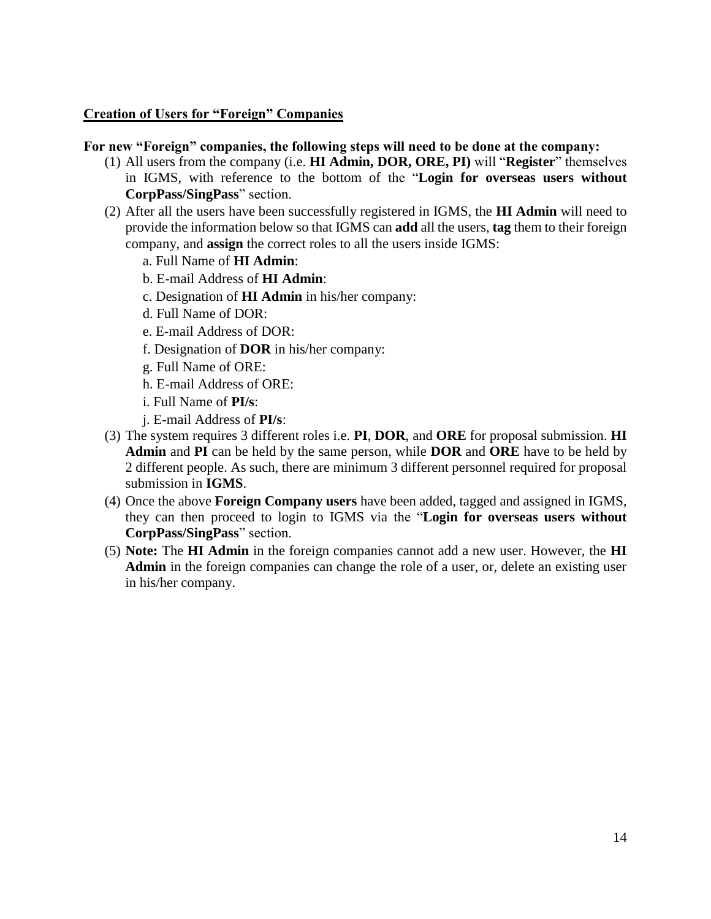**<u>Creation of Users for "Foreign" Companies</u>**

**For new "Foreign" companies, the following steps will need to be done at the company:**

(1) All users from the company (i.e. **HI Admin, DOR, ORE, PI)** will "**Register**" themselves in IGMS, with reference to the bottom of the "**Login for overseas users without CorpPass/SingPass**" section.

(2) After all the users have been successfully registered in IGMS, the **HI Admin** will need to provide the information below so that IGMS can **add** all the users, **tag** them to their foreign company, and **assign** the correct roles to all the users inside IGMS:

   a. Full Name of **HI Admin**:

   b. E-mail Address of **HI Admin**:

   c. Designation of **HI Admin** in his/her company:

   d. Full Name of DOR:

   e. E-mail Address of DOR:

   f. Designation of **DOR** in his/her company:

   g. Full Name of ORE:

   h. E-mail Address of ORE:

   i. Full Name of **PI/s**:

   j. E-mail Address of **PI/s**:

(3) The system requires 3 different roles i.e. **PI**, **DOR**, and **ORE** for proposal submission. **HI Admin** and **PI** can be held by the same person, while **DOR** and **ORE** have to be held by 2 different people. As such, there are minimum 3 different personnel required for proposal submission in **IGMS**.

(4) Once the above **Foreign Company users** have been added, tagged and assigned in IGMS, they can then proceed to login to IGMS via the "**Login for overseas users without CorpPass/SingPass**" section.

(5) **Note:** The **HI Admin** in the foreign companies cannot add a new user. However, the **HI Admin** in the foreign companies can change the role of a user, or, delete an existing user in his/her company.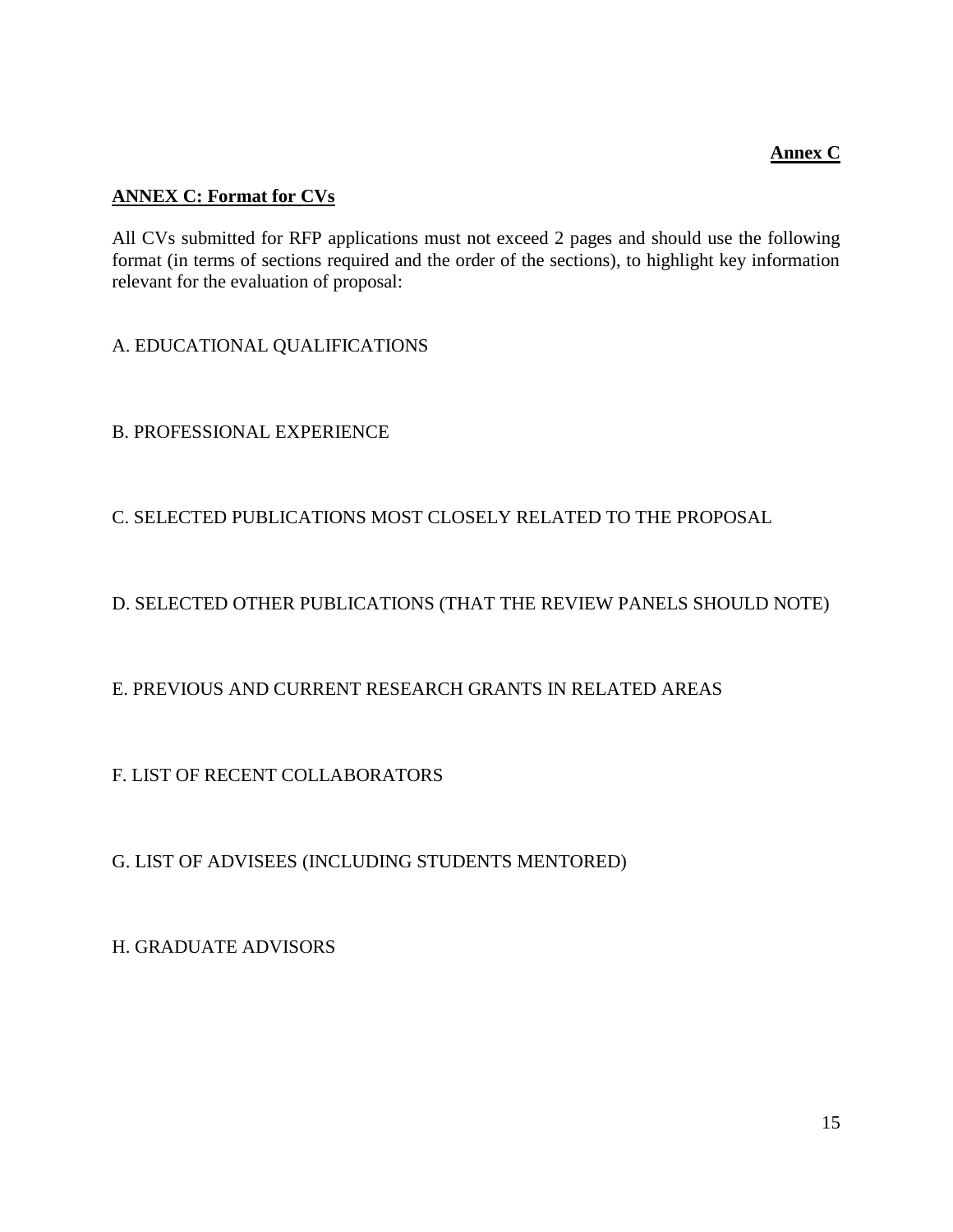**Annex C**

## ANNEX C: Format for CVs

All CVs submitted for RFP applications must not exceed 2 pages and should use the following format (in terms of sections required and the order of the sections), to highlight key information relevant for the evaluation of proposal:

A. EDUCATIONAL QUALIFICATIONS

B. PROFESSIONAL EXPERIENCE

C. SELECTED PUBLICATIONS MOST CLOSELY RELATED TO THE PROPOSAL

D. SELECTED OTHER PUBLICATIONS (THAT THE REVIEW PANELS SHOULD NOTE)

E. PREVIOUS AND CURRENT RESEARCH GRANTS IN RELATED AREAS

F. LIST OF RECENT COLLABORATORS

G. LIST OF ADVISEES (INCLUDING STUDENTS MENTORED)

H. GRADUATE ADVISORS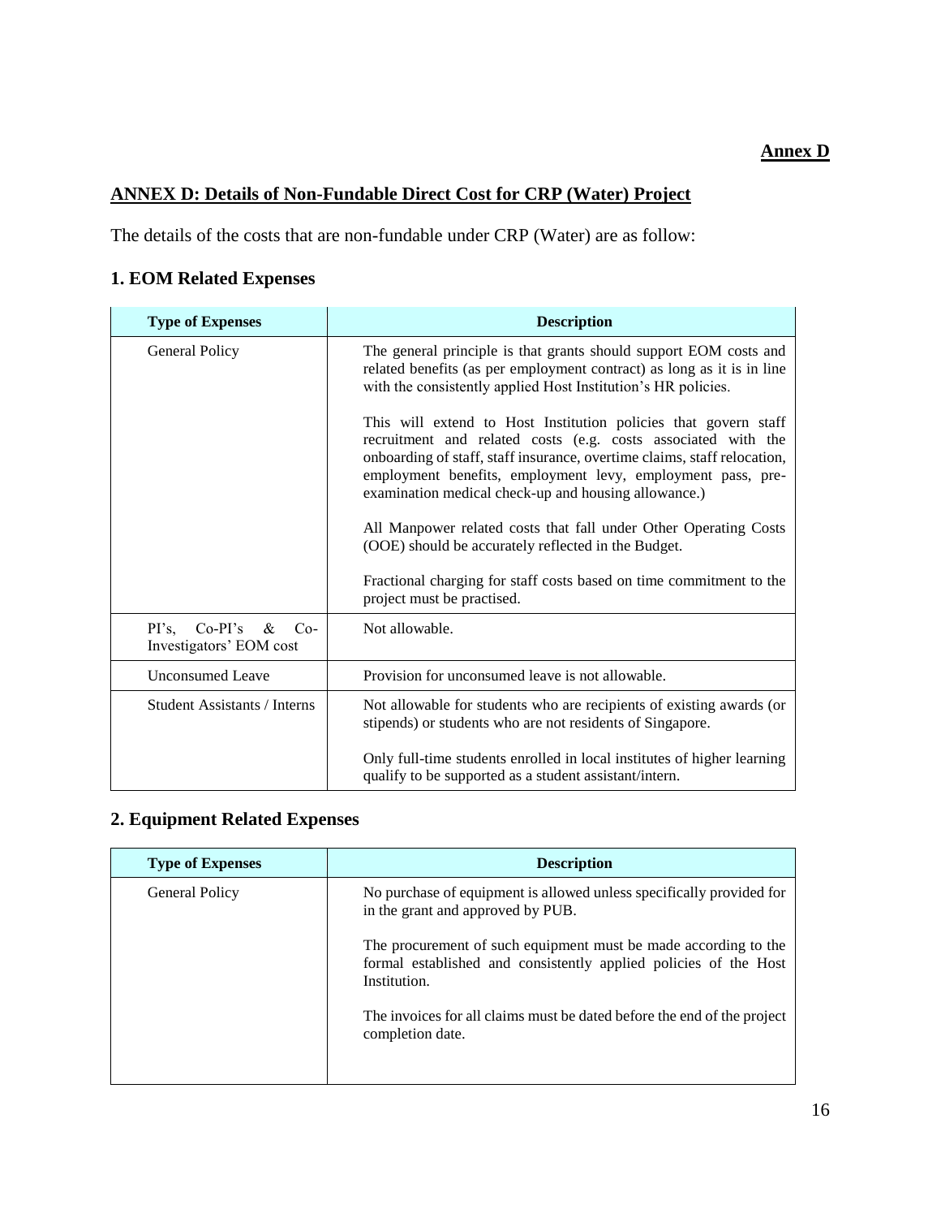**Annex D**

## ANNEX D: Details of Non-Fundable Direct Cost for CRP (Water) Project

The details of the costs that are non-fundable under CRP (Water) are as follow:

### 1. EOM Related Expenses

| Type of Expenses | Description |
|---|---|
| General Policy | The general principle is that grants should support EOM costs and related benefits (as per employment contract) as long as it is in line with the consistently applied Host Institution's HR policies.<br><br>This will extend to Host Institution policies that govern staff recruitment and related costs (e.g. costs associated with the onboarding of staff, staff insurance, overtime claims, staff relocation, employment benefits, employment levy, employment pass, pre-examination medical check-up and housing allowance.)<br><br>All Manpower related costs that fall under Other Operating Costs (OOE) should be accurately reflected in the Budget.<br><br>Fractional charging for staff costs based on time commitment to the project must be practised. |
| PI's, Co-PI's & Co-Investigators' EOM cost | Not allowable. |
| Unconsumed Leave | Provision for unconsumed leave is not allowable. |
| Student Assistants / Interns | Not allowable for students who are recipients of existing awards (or stipends) or students who are not residents of Singapore.<br><br>Only full-time students enrolled in local institutes of higher learning qualify to be supported as a student assistant/intern. |

### 2. Equipment Related Expenses

| Type of Expenses | Description |
|---|---|
| General Policy | No purchase of equipment is allowed unless specifically provided for in the grant and approved by PUB.<br><br>The procurement of such equipment must be made according to the formal established and consistently applied policies of the Host Institution.<br><br>The invoices for all claims must be dated before the end of the project completion date. |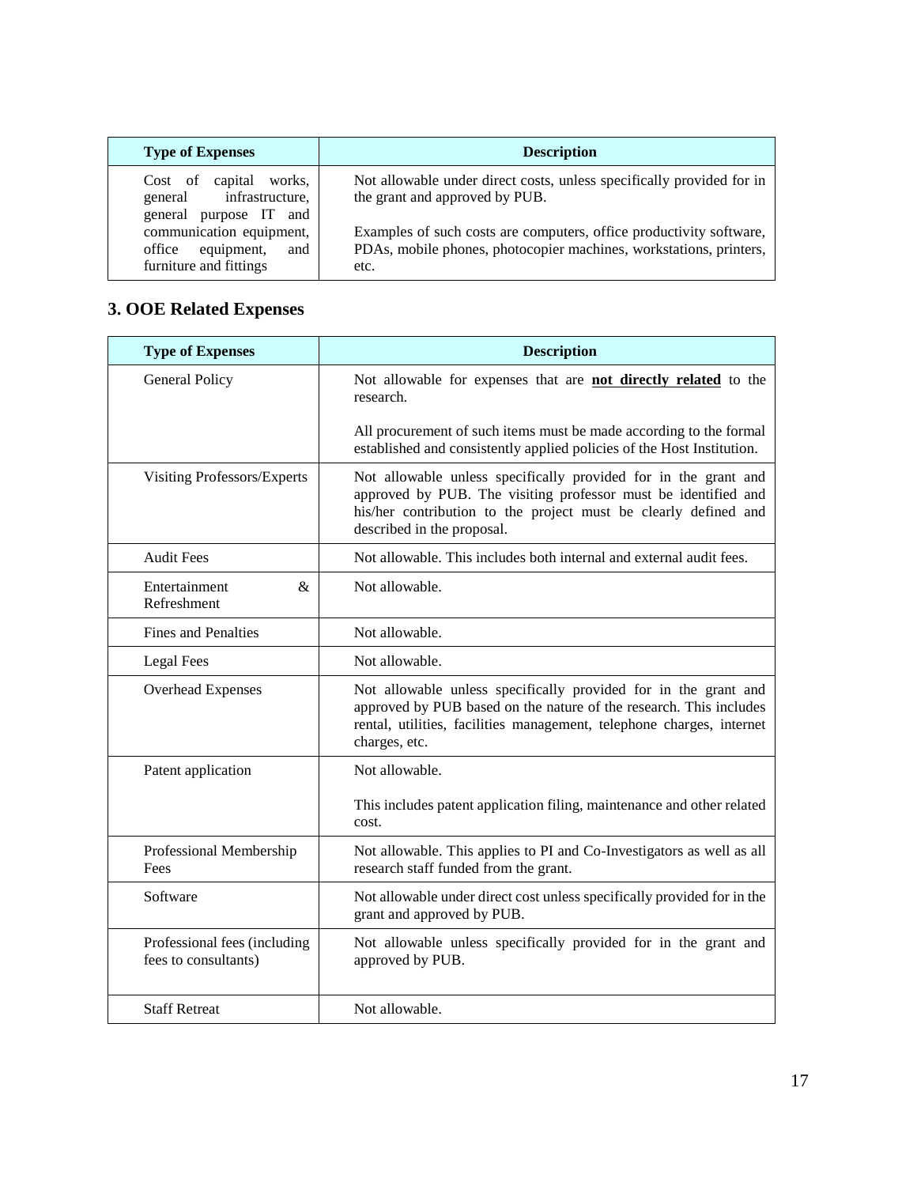| Type of Expenses | Description |
|---|---|
| Cost of capital works, general infrastructure, general purpose IT and communication equipment, office equipment, and furniture and fittings | Not allowable under direct costs, unless specifically provided for in the grant and approved by PUB.<br><br>Examples of such costs are computers, office productivity software, PDAs, mobile phones, photocopier machines, workstations, printers, etc. |

## 3. OOE Related Expenses

| Type of Expenses | Description |
|---|---|
| General Policy | Not allowable for expenses that are **not directly related** to the research.<br><br>All procurement of such items must be made according to the formal established and consistently applied policies of the Host Institution. |
| Visiting Professors/Experts | Not allowable unless specifically provided for in the grant and approved by PUB. The visiting professor must be identified and his/her contribution to the project must be clearly defined and described in the proposal. |
| Audit Fees | Not allowable. This includes both internal and external audit fees. |
| Entertainment & Refreshment | Not allowable. |
| Fines and Penalties | Not allowable. |
| Legal Fees | Not allowable. |
| Overhead Expenses | Not allowable unless specifically provided for in the grant and approved by PUB based on the nature of the research. This includes rental, utilities, facilities management, telephone charges, internet charges, etc. |
| Patent application | Not allowable.<br><br>This includes patent application filing, maintenance and other related cost. |
| Professional Membership Fees | Not allowable. This applies to PI and Co-Investigators as well as all research staff funded from the grant. |
| Software | Not allowable under direct cost unless specifically provided for in the grant and approved by PUB. |
| Professional fees (including fees to consultants) | Not allowable unless specifically provided for in the grant and approved by PUB. |
| Staff Retreat | Not allowable. |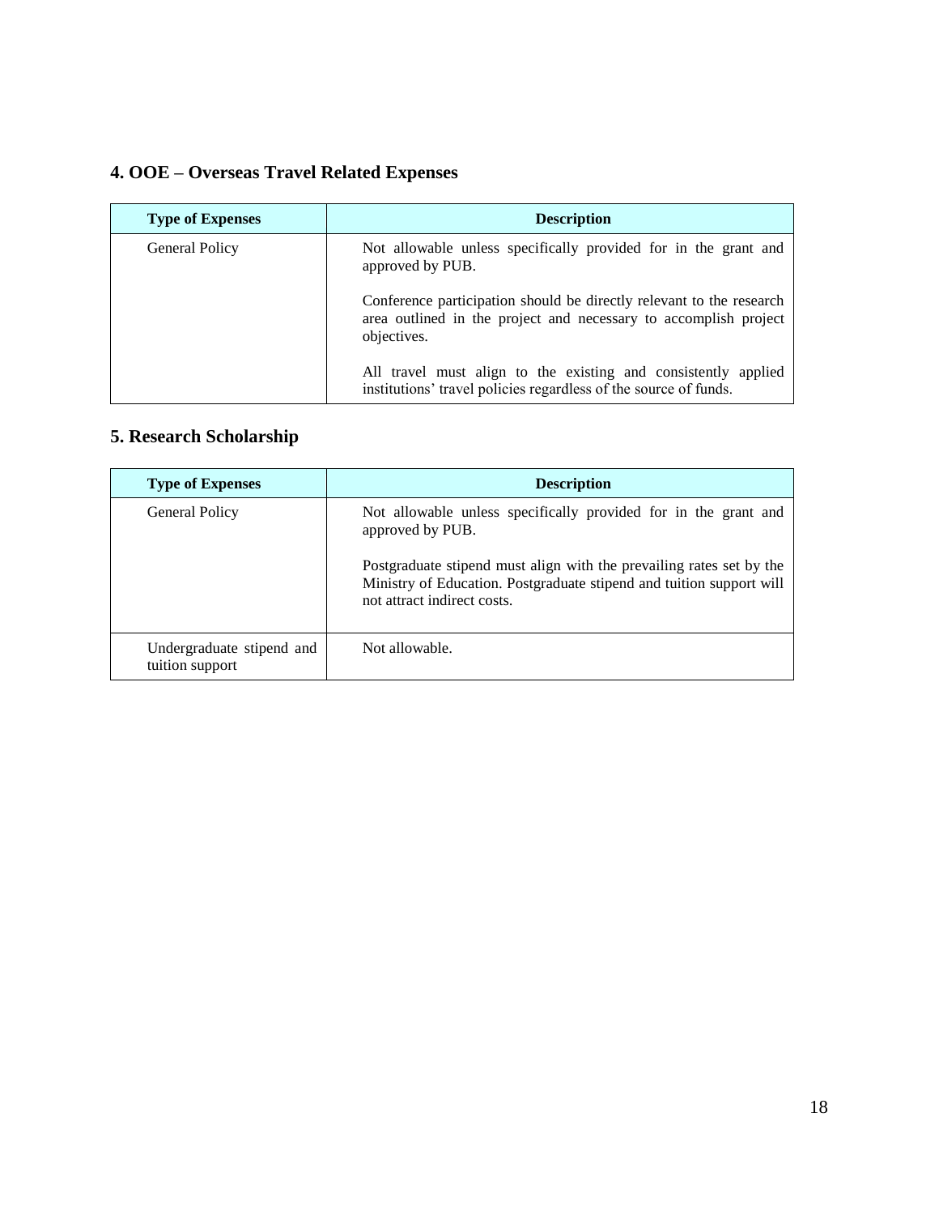## 4. OOE – Overseas Travel Related Expenses

| Type of Expenses | Description |
| --- | --- |
| General Policy | Not allowable unless specifically provided for in the grant and approved by PUB.<br><br>Conference participation should be directly relevant to the research area outlined in the project and necessary to accomplish project objectives.<br><br>All travel must align to the existing and consistently applied institutions' travel policies regardless of the source of funds. |

## 5. Research Scholarship

| Type of Expenses | Description |
| --- | --- |
| General Policy | Not allowable unless specifically provided for in the grant and approved by PUB.<br><br>Postgraduate stipend must align with the prevailing rates set by the Ministry of Education. Postgraduate stipend and tuition support will not attract indirect costs. |
| Undergraduate stipend and tuition support | Not allowable. |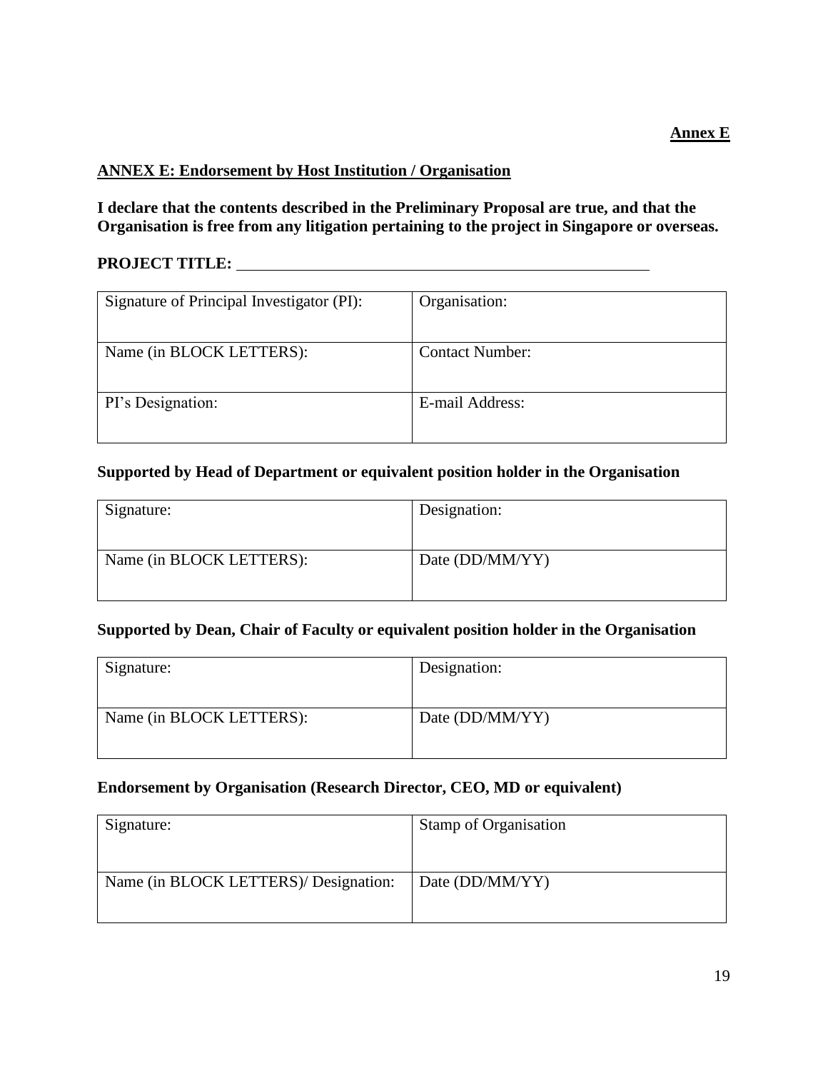**Annex E**

## ANNEX E: Endorsement by Host Institution / Organisation

**I declare that the contents described in the Preliminary Proposal are true, and that the Organisation is free from any litigation pertaining to the project in Singapore or overseas.**

**PROJECT TITLE:** ____________________________________________

| | |
|---|---|
| Signature of Principal Investigator (PI): | Organisation: |
| Name (in BLOCK LETTERS): | Contact Number: |
| PI's Designation: | E-mail Address: |

**Supported by Head of Department or equivalent position holder in the Organisation**

| | |
|---|---|
| Signature: | Designation: |
| Name (in BLOCK LETTERS): | Date (DD/MM/YY) |

**Supported by Dean, Chair of Faculty or equivalent position holder in the Organisation**

| | |
|---|---|
| Signature: | Designation: |
| Name (in BLOCK LETTERS): | Date (DD/MM/YY) |

**Endorsement by Organisation (Research Director, CEO, MD or equivalent)**

| | |
|---|---|
| Signature: | Stamp of Organisation |
| Name (in BLOCK LETTERS)/ Designation: | Date (DD/MM/YY) |